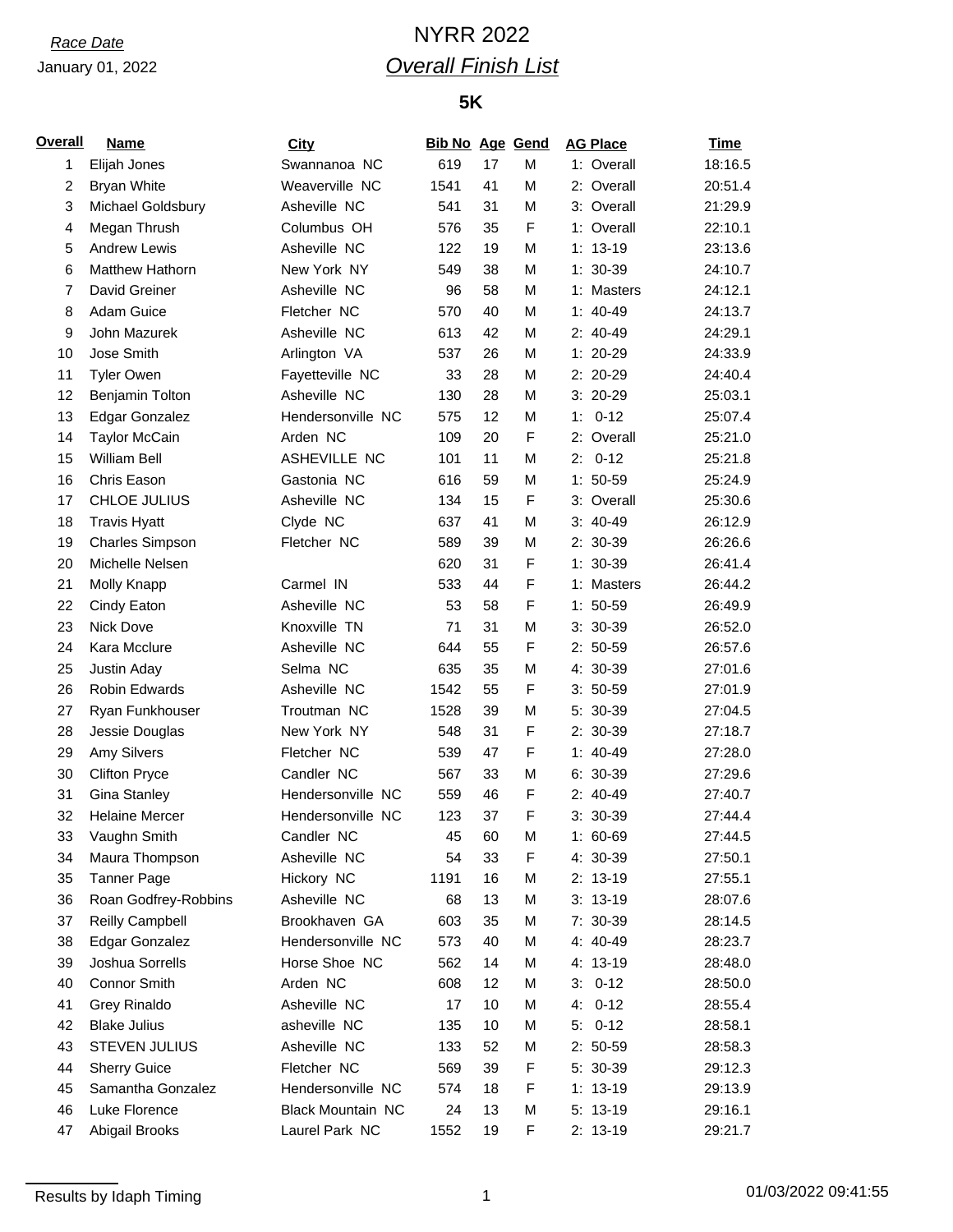*Race Date*

January 01, 2022

# NYRR 2022

## *Overall Finish List*

### 5K

| Overall | Name | City | Bib No | Age | Gend | AG Place | Time |
|---|---|---|---|---|---|---|---|
| 1 | Elijah Jones | Swannanoa NC | 619 | 17 | M | 1: Overall | 18:16.5 |
| 2 | Bryan White | Weaverville NC | 1541 | 41 | M | 2: Overall | 20:51.4 |
| 3 | Michael Goldsbury | Asheville NC | 541 | 31 | M | 3: Overall | 21:29.9 |
| 4 | Megan Thrush | Columbus OH | 576 | 35 | F | 1: Overall | 22:10.1 |
| 5 | Andrew Lewis | Asheville NC | 122 | 19 | M | 1: 13-19 | 23:13.6 |
| 6 | Matthew Hathorn | New York NY | 549 | 38 | M | 1: 30-39 | 24:10.7 |
| 7 | David Greiner | Asheville NC | 96 | 58 | M | 1: Masters | 24:12.1 |
| 8 | Adam Guice | Fletcher NC | 570 | 40 | M | 1: 40-49 | 24:13.7 |
| 9 | John Mazurek | Asheville NC | 613 | 42 | M | 2: 40-49 | 24:29.1 |
| 10 | Jose Smith | Arlington VA | 537 | 26 | M | 1: 20-29 | 24:33.9 |
| 11 | Tyler Owen | Fayetteville NC | 33 | 28 | M | 2: 20-29 | 24:40.4 |
| 12 | Benjamin Tolton | Asheville NC | 130 | 28 | M | 3: 20-29 | 25:03.1 |
| 13 | Edgar Gonzalez | Hendersonville NC | 575 | 12 | M | 1: 0-12 | 25:07.4 |
| 14 | Taylor McCain | Arden NC | 109 | 20 | F | 2: Overall | 25:21.0 |
| 15 | William Bell | ASHEVILLE NC | 101 | 11 | M | 2: 0-12 | 25:21.8 |
| 16 | Chris Eason | Gastonia NC | 616 | 59 | M | 1: 50-59 | 25:24.9 |
| 17 | CHLOE JULIUS | Asheville NC | 134 | 15 | F | 3: Overall | 25:30.6 |
| 18 | Travis Hyatt | Clyde NC | 637 | 41 | M | 3: 40-49 | 26:12.9 |
| 19 | Charles Simpson | Fletcher NC | 589 | 39 | M | 2: 30-39 | 26:26.6 |
| 20 | Michelle Nelsen | | 620 | 31 | F | 1: 30-39 | 26:41.4 |
| 21 | Molly Knapp | Carmel IN | 533 | 44 | F | 1: Masters | 26:44.2 |
| 22 | Cindy Eaton | Asheville NC | 53 | 58 | F | 1: 50-59 | 26:49.9 |
| 23 | Nick Dove | Knoxville TN | 71 | 31 | M | 3: 30-39 | 26:52.0 |
| 24 | Kara Mcclure | Asheville NC | 644 | 55 | F | 2: 50-59 | 26:57.6 |
| 25 | Justin Aday | Selma NC | 635 | 35 | M | 4: 30-39 | 27:01.6 |
| 26 | Robin Edwards | Asheville NC | 1542 | 55 | F | 3: 50-59 | 27:01.9 |
| 27 | Ryan Funkhouser | Troutman NC | 1528 | 39 | M | 5: 30-39 | 27:04.5 |
| 28 | Jessie Douglas | New York NY | 548 | 31 | F | 2: 30-39 | 27:18.7 |
| 29 | Amy Silvers | Fletcher NC | 539 | 47 | F | 1: 40-49 | 27:28.0 |
| 30 | Clifton Pryce | Candler NC | 567 | 33 | M | 6: 30-39 | 27:29.6 |
| 31 | Gina Stanley | Hendersonville NC | 559 | 46 | F | 2: 40-49 | 27:40.7 |
| 32 | Helaine Mercer | Hendersonville NC | 123 | 37 | F | 3: 30-39 | 27:44.4 |
| 33 | Vaughn Smith | Candler NC | 45 | 60 | M | 1: 60-69 | 27:44.5 |
| 34 | Maura Thompson | Asheville NC | 54 | 33 | F | 4: 30-39 | 27:50.1 |
| 35 | Tanner Page | Hickory NC | 1191 | 16 | M | 2: 13-19 | 27:55.1 |
| 36 | Roan Godfrey-Robbins | Asheville NC | 68 | 13 | M | 3: 13-19 | 28:07.6 |
| 37 | Reilly Campbell | Brookhaven GA | 603 | 35 | M | 7: 30-39 | 28:14.5 |
| 38 | Edgar Gonzalez | Hendersonville NC | 573 | 40 | M | 4: 40-49 | 28:23.7 |
| 39 | Joshua Sorrells | Horse Shoe NC | 562 | 14 | M | 4: 13-19 | 28:48.0 |
| 40 | Connor Smith | Arden NC | 608 | 12 | M | 3: 0-12 | 28:50.0 |
| 41 | Grey Rinaldo | Asheville NC | 17 | 10 | M | 4: 0-12 | 28:55.4 |
| 42 | Blake Julius | asheville NC | 135 | 10 | M | 5: 0-12 | 28:58.1 |
| 43 | STEVEN JULIUS | Asheville NC | 133 | 52 | M | 2: 50-59 | 28:58.3 |
| 44 | Sherry Guice | Fletcher NC | 569 | 39 | F | 5: 30-39 | 29:12.3 |
| 45 | Samantha Gonzalez | Hendersonville NC | 574 | 18 | F | 1: 13-19 | 29:13.9 |
| 46 | Luke Florence | Black Mountain NC | 24 | 13 | M | 5: 13-19 | 29:16.1 |
| 47 | Abigail Brooks | Laurel Park NC | 1552 | 19 | F | 2: 13-19 | 29:21.7 |

Results by Idaph Timing

01/03/2022 09:41:55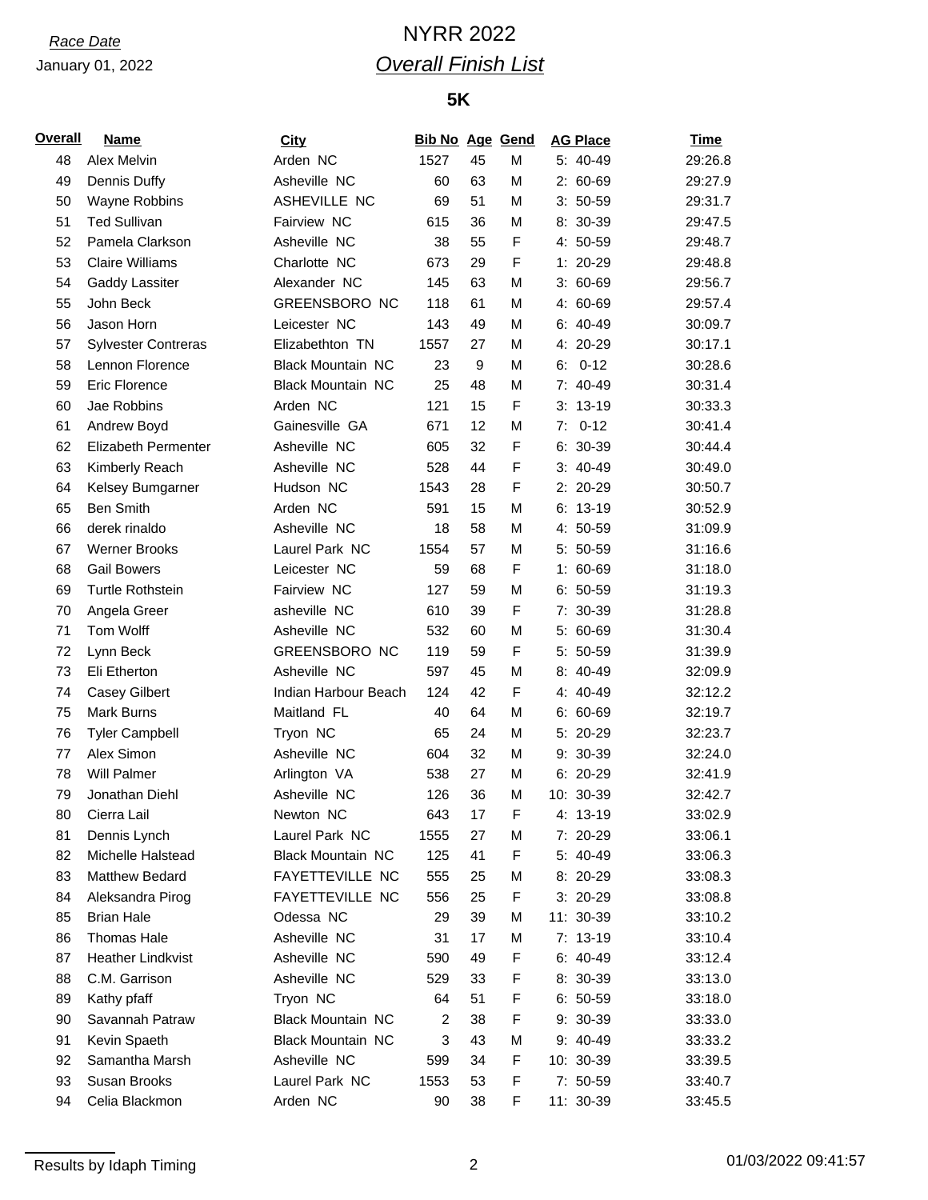*Race Date*

January 01, 2022

# NYRR 2022

## *Overall Finish List*

### 5K

| Overall | Name | City | Bib No | Age | Gend | AG Place | Time |
|---|---|---|---|---|---|---|---|
| 48 | Alex Melvin | Arden NC | 1527 | 45 | M | 5: 40-49 | 29:26.8 |
| 49 | Dennis Duffy | Asheville NC | 60 | 63 | M | 2: 60-69 | 29:27.9 |
| 50 | Wayne Robbins | ASHEVILLE NC | 69 | 51 | M | 3: 50-59 | 29:31.7 |
| 51 | Ted Sullivan | Fairview NC | 615 | 36 | M | 8: 30-39 | 29:47.5 |
| 52 | Pamela Clarkson | Asheville NC | 38 | 55 | F | 4: 50-59 | 29:48.7 |
| 53 | Claire Williams | Charlotte NC | 673 | 29 | F | 1: 20-29 | 29:48.8 |
| 54 | Gaddy Lassiter | Alexander NC | 145 | 63 | M | 3: 60-69 | 29:56.7 |
| 55 | John Beck | GREENSBORO NC | 118 | 61 | M | 4: 60-69 | 29:57.4 |
| 56 | Jason Horn | Leicester NC | 143 | 49 | M | 6: 40-49 | 30:09.7 |
| 57 | Sylvester Contreras | Elizabethton TN | 1557 | 27 | M | 4: 20-29 | 30:17.1 |
| 58 | Lennon Florence | Black Mountain NC | 23 | 9 | M | 6: 0-12 | 30:28.6 |
| 59 | Eric Florence | Black Mountain NC | 25 | 48 | M | 7: 40-49 | 30:31.4 |
| 60 | Jae Robbins | Arden NC | 121 | 15 | F | 3: 13-19 | 30:33.3 |
| 61 | Andrew Boyd | Gainesville GA | 671 | 12 | M | 7: 0-12 | 30:41.4 |
| 62 | Elizabeth Permenter | Asheville NC | 605 | 32 | F | 6: 30-39 | 30:44.4 |
| 63 | Kimberly Reach | Asheville NC | 528 | 44 | F | 3: 40-49 | 30:49.0 |
| 64 | Kelsey Bumgarner | Hudson NC | 1543 | 28 | F | 2: 20-29 | 30:50.7 |
| 65 | Ben Smith | Arden NC | 591 | 15 | M | 6: 13-19 | 30:52.9 |
| 66 | derek rinaldo | Asheville NC | 18 | 58 | M | 4: 50-59 | 31:09.9 |
| 67 | Werner Brooks | Laurel Park NC | 1554 | 57 | M | 5: 50-59 | 31:16.6 |
| 68 | Gail Bowers | Leicester NC | 59 | 68 | F | 1: 60-69 | 31:18.0 |
| 69 | Turtle Rothstein | Fairview NC | 127 | 59 | M | 6: 50-59 | 31:19.3 |
| 70 | Angela Greer | asheville NC | 610 | 39 | F | 7: 30-39 | 31:28.8 |
| 71 | Tom Wolff | Asheville NC | 532 | 60 | M | 5: 60-69 | 31:30.4 |
| 72 | Lynn Beck | GREENSBORO NC | 119 | 59 | F | 5: 50-59 | 31:39.9 |
| 73 | Eli Etherton | Asheville NC | 597 | 45 | M | 8: 40-49 | 32:09.9 |
| 74 | Casey Gilbert | Indian Harbour Beach | 124 | 42 | F | 4: 40-49 | 32:12.2 |
| 75 | Mark Burns | Maitland FL | 40 | 64 | M | 6: 60-69 | 32:19.7 |
| 76 | Tyler Campbell | Tryon NC | 65 | 24 | M | 5: 20-29 | 32:23.7 |
| 77 | Alex Simon | Asheville NC | 604 | 32 | M | 9: 30-39 | 32:24.0 |
| 78 | Will Palmer | Arlington VA | 538 | 27 | M | 6: 20-29 | 32:41.9 |
| 79 | Jonathan Diehl | Asheville NC | 126 | 36 | M | 10: 30-39 | 32:42.7 |
| 80 | Cierra Lail | Newton NC | 643 | 17 | F | 4: 13-19 | 33:02.9 |
| 81 | Dennis Lynch | Laurel Park NC | 1555 | 27 | M | 7: 20-29 | 33:06.1 |
| 82 | Michelle Halstead | Black Mountain NC | 125 | 41 | F | 5: 40-49 | 33:06.3 |
| 83 | Matthew Bedard | FAYETTEVILLE NC | 555 | 25 | M | 8: 20-29 | 33:08.3 |
| 84 | Aleksandra Pirog | FAYETTEVILLE NC | 556 | 25 | F | 3: 20-29 | 33:08.8 |
| 85 | Brian Hale | Odessa NC | 29 | 39 | M | 11: 30-39 | 33:10.2 |
| 86 | Thomas Hale | Asheville NC | 31 | 17 | M | 7: 13-19 | 33:10.4 |
| 87 | Heather Lindkvist | Asheville NC | 590 | 49 | F | 6: 40-49 | 33:12.4 |
| 88 | C.M. Garrison | Asheville NC | 529 | 33 | F | 8: 30-39 | 33:13.0 |
| 89 | Kathy pfaff | Tryon NC | 64 | 51 | F | 6: 50-59 | 33:18.0 |
| 90 | Savannah Patraw | Black Mountain NC | 2 | 38 | F | 9: 30-39 | 33:33.0 |
| 91 | Kevin Spaeth | Black Mountain NC | 3 | 43 | M | 9: 40-49 | 33:33.2 |
| 92 | Samantha Marsh | Asheville NC | 599 | 34 | F | 10: 30-39 | 33:39.5 |
| 93 | Susan Brooks | Laurel Park NC | 1553 | 53 | F | 7: 50-59 | 33:40.7 |
| 94 | Celia Blackmon | Arden NC | 90 | 38 | F | 11: 30-39 | 33:45.5 |

Results by Idaph Timing

01/03/2022 09:41:57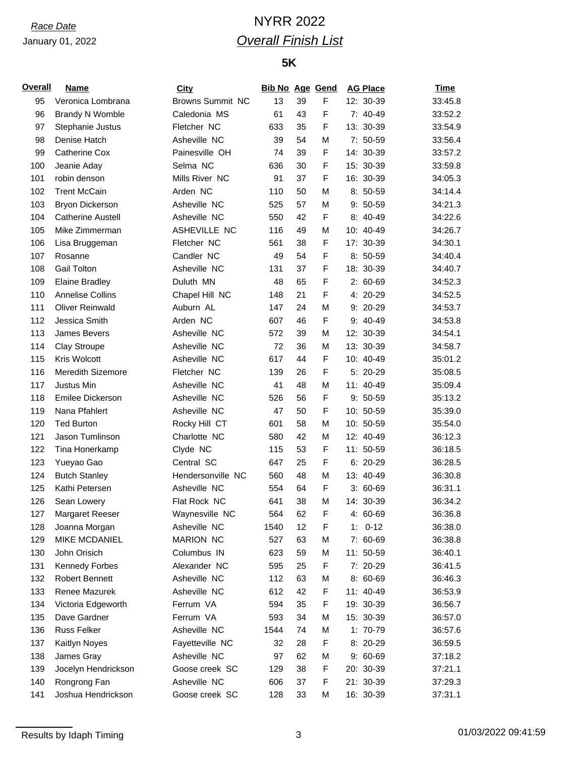*Race Date*

January 01, 2022

# NYRR 2022

## *Overall Finish List*

### 5K

| Overall | Name | City | Bib No | Age | Gend | AG Place | Time |
|---|---|---|---|---|---|---|---|
| 95 | Veronica Lombrana | Browns Summit NC | 13 | 39 | F | 12: 30-39 | 33:45.8 |
| 96 | Brandy N Womble | Caledonia MS | 61 | 43 | F | 7: 40-49 | 33:52.2 |
| 97 | Stephanie Justus | Fletcher NC | 633 | 35 | F | 13: 30-39 | 33:54.9 |
| 98 | Denise Hatch | Asheville NC | 39 | 54 | M | 7: 50-59 | 33:56.4 |
| 99 | Catherine Cox | Painesville OH | 74 | 39 | F | 14: 30-39 | 33:57.2 |
| 100 | Jeanie Aday | Selma NC | 636 | 30 | F | 15: 30-39 | 33:59.8 |
| 101 | robin denson | Mills River NC | 91 | 37 | F | 16: 30-39 | 34:05.3 |
| 102 | Trent McCain | Arden NC | 110 | 50 | M | 8: 50-59 | 34:14.4 |
| 103 | Bryon Dickerson | Asheville NC | 525 | 57 | M | 9: 50-59 | 34:21.3 |
| 104 | Catherine Austell | Asheville NC | 550 | 42 | F | 8: 40-49 | 34:22.6 |
| 105 | Mike Zimmerman | ASHEVILLE NC | 116 | 49 | M | 10: 40-49 | 34:26.7 |
| 106 | Lisa Bruggeman | Fletcher NC | 561 | 38 | F | 17: 30-39 | 34:30.1 |
| 107 | Rosanne | Candler NC | 49 | 54 | F | 8: 50-59 | 34:40.4 |
| 108 | Gail Tolton | Asheville NC | 131 | 37 | F | 18: 30-39 | 34:40.7 |
| 109 | Elaine Bradley | Duluth MN | 48 | 65 | F | 2: 60-69 | 34:52.3 |
| 110 | Annelise Collins | Chapel Hill NC | 148 | 21 | F | 4: 20-29 | 34:52.5 |
| 111 | Oliver Reinwald | Auburn AL | 147 | 24 | M | 9: 20-29 | 34:53.7 |
| 112 | Jessica Smith | Arden NC | 607 | 46 | F | 9: 40-49 | 34:53.8 |
| 113 | James Bevers | Asheville NC | 572 | 39 | M | 12: 30-39 | 34:54.1 |
| 114 | Clay Stroupe | Asheville NC | 72 | 36 | M | 13: 30-39 | 34:58.7 |
| 115 | Kris Wolcott | Asheville NC | 617 | 44 | F | 10: 40-49 | 35:01.2 |
| 116 | Meredith Sizemore | Fletcher NC | 139 | 26 | F | 5: 20-29 | 35:08.5 |
| 117 | Justus Min | Asheville NC | 41 | 48 | M | 11: 40-49 | 35:09.4 |
| 118 | Emilee Dickerson | Asheville NC | 526 | 56 | F | 9: 50-59 | 35:13.2 |
| 119 | Nana Pfahlert | Asheville NC | 47 | 50 | F | 10: 50-59 | 35:39.0 |
| 120 | Ted Burton | Rocky Hill CT | 601 | 58 | M | 10: 50-59 | 35:54.0 |
| 121 | Jason Tumlinson | Charlotte NC | 580 | 42 | M | 12: 40-49 | 36:12.3 |
| 122 | Tina Honerkamp | Clyde NC | 115 | 53 | F | 11: 50-59 | 36:18.5 |
| 123 | Yueyao Gao | Central SC | 647 | 25 | F | 6: 20-29 | 36:28.5 |
| 124 | Butch Stanley | Hendersonville NC | 560 | 48 | M | 13: 40-49 | 36:30.8 |
| 125 | Kathi Petersen | Asheville NC | 554 | 64 | F | 3: 60-69 | 36:31.1 |
| 126 | Sean Lowery | Flat Rock NC | 641 | 38 | M | 14: 30-39 | 36:34.2 |
| 127 | Margaret Reeser | Waynesville NC | 564 | 62 | F | 4: 60-69 | 36:36.8 |
| 128 | Joanna Morgan | Asheville NC | 1540 | 12 | F | 1: 0-12 | 36:38.0 |
| 129 | MIKE MCDANIEL | MARION NC | 527 | 63 | M | 7: 60-69 | 36:38.8 |
| 130 | John Orisich | Columbus IN | 623 | 59 | M | 11: 50-59 | 36:40.1 |
| 131 | Kennedy Forbes | Alexander NC | 595 | 25 | F | 7: 20-29 | 36:41.5 |
| 132 | Robert Bennett | Asheville NC | 112 | 63 | M | 8: 60-69 | 36:46.3 |
| 133 | Renee Mazurek | Asheville NC | 612 | 42 | F | 11: 40-49 | 36:53.9 |
| 134 | Victoria Edgeworth | Ferrum VA | 594 | 35 | F | 19: 30-39 | 36:56.7 |
| 135 | Dave Gardner | Ferrum VA | 593 | 34 | M | 15: 30-39 | 36:57.0 |
| 136 | Russ Felker | Asheville NC | 1544 | 74 | M | 1: 70-79 | 36:57.6 |
| 137 | Kaitlyn Noyes | Fayetteville NC | 32 | 28 | F | 8: 20-29 | 36:59.5 |
| 138 | James Gray | Asheville NC | 97 | 62 | M | 9: 60-69 | 37:18.2 |
| 139 | Jocelyn Hendrickson | Goose creek SC | 129 | 38 | F | 20: 30-39 | 37:21.1 |
| 140 | Rongrong Fan | Asheville NC | 606 | 37 | F | 21: 30-39 | 37:29.3 |
| 141 | Joshua Hendrickson | Goose creek SC | 128 | 33 | M | 16: 30-39 | 37:31.1 |

Results by Idaph Timing

01/03/2022 09:41:59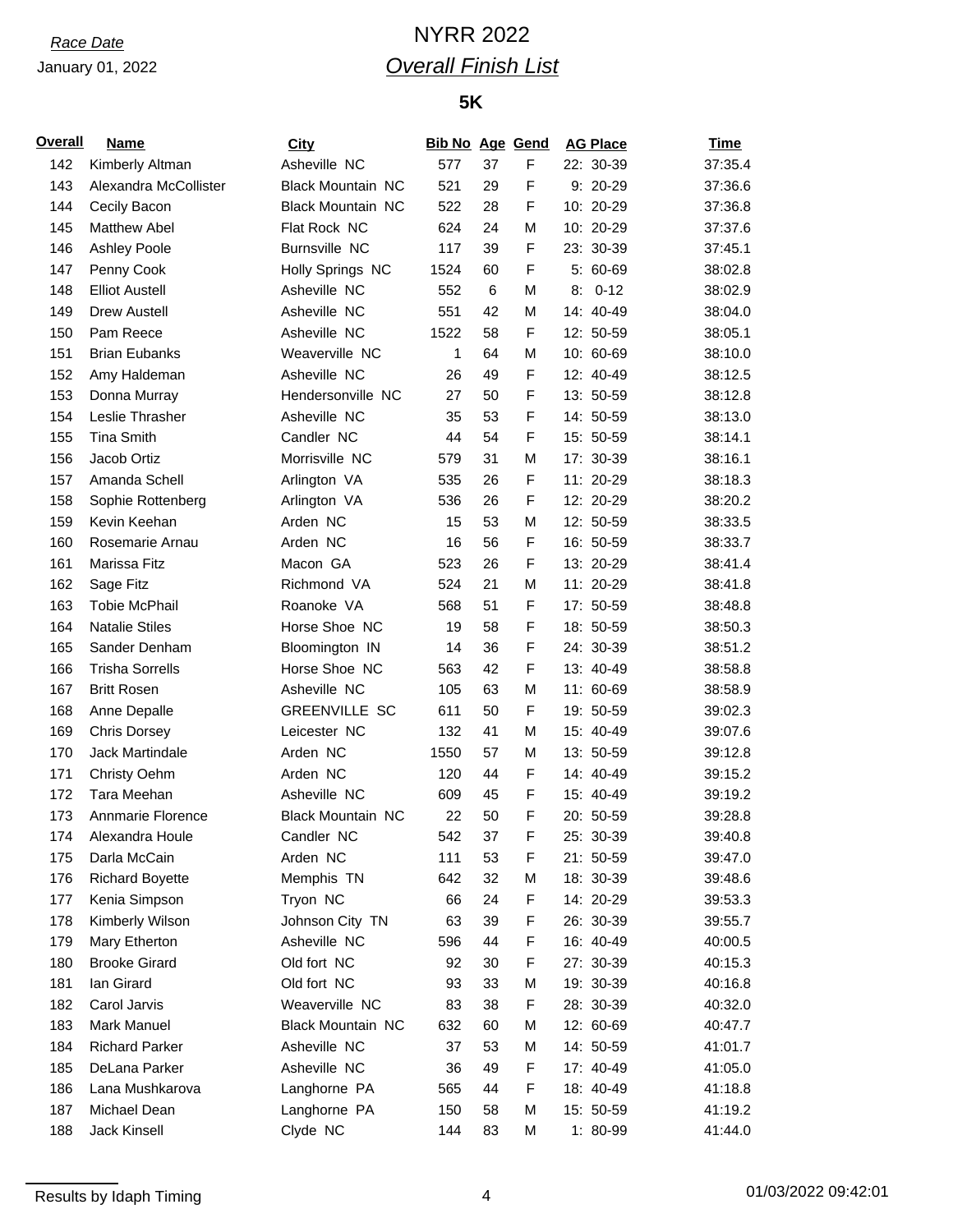*Race Date*

January 01, 2022

# NYRR 2022

## *Overall Finish List*

### 5K

| Overall | Name | City | Bib No | Age | Gend | AG Place | Time |
|---|---|---|---|---|---|---|---|
| 142 | Kimberly Altman | Asheville NC | 577 | 37 | F | 22: 30-39 | 37:35.4 |
| 143 | Alexandra McCollister | Black Mountain NC | 521 | 29 | F | 9: 20-29 | 37:36.6 |
| 144 | Cecily Bacon | Black Mountain NC | 522 | 28 | F | 10: 20-29 | 37:36.8 |
| 145 | Matthew Abel | Flat Rock NC | 624 | 24 | M | 10: 20-29 | 37:37.6 |
| 146 | Ashley Poole | Burnsville NC | 117 | 39 | F | 23: 30-39 | 37:45.1 |
| 147 | Penny Cook | Holly Springs NC | 1524 | 60 | F | 5: 60-69 | 38:02.8 |
| 148 | Elliot Austell | Asheville NC | 552 | 6 | M | 8: 0-12 | 38:02.9 |
| 149 | Drew Austell | Asheville NC | 551 | 42 | M | 14: 40-49 | 38:04.0 |
| 150 | Pam Reece | Asheville NC | 1522 | 58 | F | 12: 50-59 | 38:05.1 |
| 151 | Brian Eubanks | Weaverville NC | 1 | 64 | M | 10: 60-69 | 38:10.0 |
| 152 | Amy Haldeman | Asheville NC | 26 | 49 | F | 12: 40-49 | 38:12.5 |
| 153 | Donna Murray | Hendersonville NC | 27 | 50 | F | 13: 50-59 | 38:12.8 |
| 154 | Leslie Thrasher | Asheville NC | 35 | 53 | F | 14: 50-59 | 38:13.0 |
| 155 | Tina Smith | Candler NC | 44 | 54 | F | 15: 50-59 | 38:14.1 |
| 156 | Jacob Ortiz | Morrisville NC | 579 | 31 | M | 17: 30-39 | 38:16.1 |
| 157 | Amanda Schell | Arlington VA | 535 | 26 | F | 11: 20-29 | 38:18.3 |
| 158 | Sophie Rottenberg | Arlington VA | 536 | 26 | F | 12: 20-29 | 38:20.2 |
| 159 | Kevin Keehan | Arden NC | 15 | 53 | M | 12: 50-59 | 38:33.5 |
| 160 | Rosemarie Arnau | Arden NC | 16 | 56 | F | 16: 50-59 | 38:33.7 |
| 161 | Marissa Fitz | Macon GA | 523 | 26 | F | 13: 20-29 | 38:41.4 |
| 162 | Sage Fitz | Richmond VA | 524 | 21 | M | 11: 20-29 | 38:41.8 |
| 163 | Tobie McPhail | Roanoke VA | 568 | 51 | F | 17: 50-59 | 38:48.8 |
| 164 | Natalie Stiles | Horse Shoe NC | 19 | 58 | F | 18: 50-59 | 38:50.3 |
| 165 | Sander Denham | Bloomington IN | 14 | 36 | F | 24: 30-39 | 38:51.2 |
| 166 | Trisha Sorrells | Horse Shoe NC | 563 | 42 | F | 13: 40-49 | 38:58.8 |
| 167 | Britt Rosen | Asheville NC | 105 | 63 | M | 11: 60-69 | 38:58.9 |
| 168 | Anne Depalle | GREENVILLE SC | 611 | 50 | F | 19: 50-59 | 39:02.3 |
| 169 | Chris Dorsey | Leicester NC | 132 | 41 | M | 15: 40-49 | 39:07.6 |
| 170 | Jack Martindale | Arden NC | 1550 | 57 | M | 13: 50-59 | 39:12.8 |
| 171 | Christy Oehm | Arden NC | 120 | 44 | F | 14: 40-49 | 39:15.2 |
| 172 | Tara Meehan | Asheville NC | 609 | 45 | F | 15: 40-49 | 39:19.2 |
| 173 | Annmarie Florence | Black Mountain NC | 22 | 50 | F | 20: 50-59 | 39:28.8 |
| 174 | Alexandra Houle | Candler NC | 542 | 37 | F | 25: 30-39 | 39:40.8 |
| 175 | Darla McCain | Arden NC | 111 | 53 | F | 21: 50-59 | 39:47.0 |
| 176 | Richard Boyette | Memphis TN | 642 | 32 | M | 18: 30-39 | 39:48.6 |
| 177 | Kenia Simpson | Tryon NC | 66 | 24 | F | 14: 20-29 | 39:53.3 |
| 178 | Kimberly Wilson | Johnson City TN | 63 | 39 | F | 26: 30-39 | 39:55.7 |
| 179 | Mary Etherton | Asheville NC | 596 | 44 | F | 16: 40-49 | 40:00.5 |
| 180 | Brooke Girard | Old fort NC | 92 | 30 | F | 27: 30-39 | 40:15.3 |
| 181 | Ian Girard | Old fort NC | 93 | 33 | M | 19: 30-39 | 40:16.8 |
| 182 | Carol Jarvis | Weaverville NC | 83 | 38 | F | 28: 30-39 | 40:32.0 |
| 183 | Mark Manuel | Black Mountain NC | 632 | 60 | M | 12: 60-69 | 40:47.7 |
| 184 | Richard Parker | Asheville NC | 37 | 53 | M | 14: 50-59 | 41:01.7 |
| 185 | DeLana Parker | Asheville NC | 36 | 49 | F | 17: 40-49 | 41:05.0 |
| 186 | Lana Mushkarova | Langhorne PA | 565 | 44 | F | 18: 40-49 | 41:18.8 |
| 187 | Michael Dean | Langhorne PA | 150 | 58 | M | 15: 50-59 | 41:19.2 |
| 188 | Jack Kinsell | Clyde NC | 144 | 83 | M | 1: 80-99 | 41:44.0 |

Results by Idaph Timing

01/03/2022 09:42:01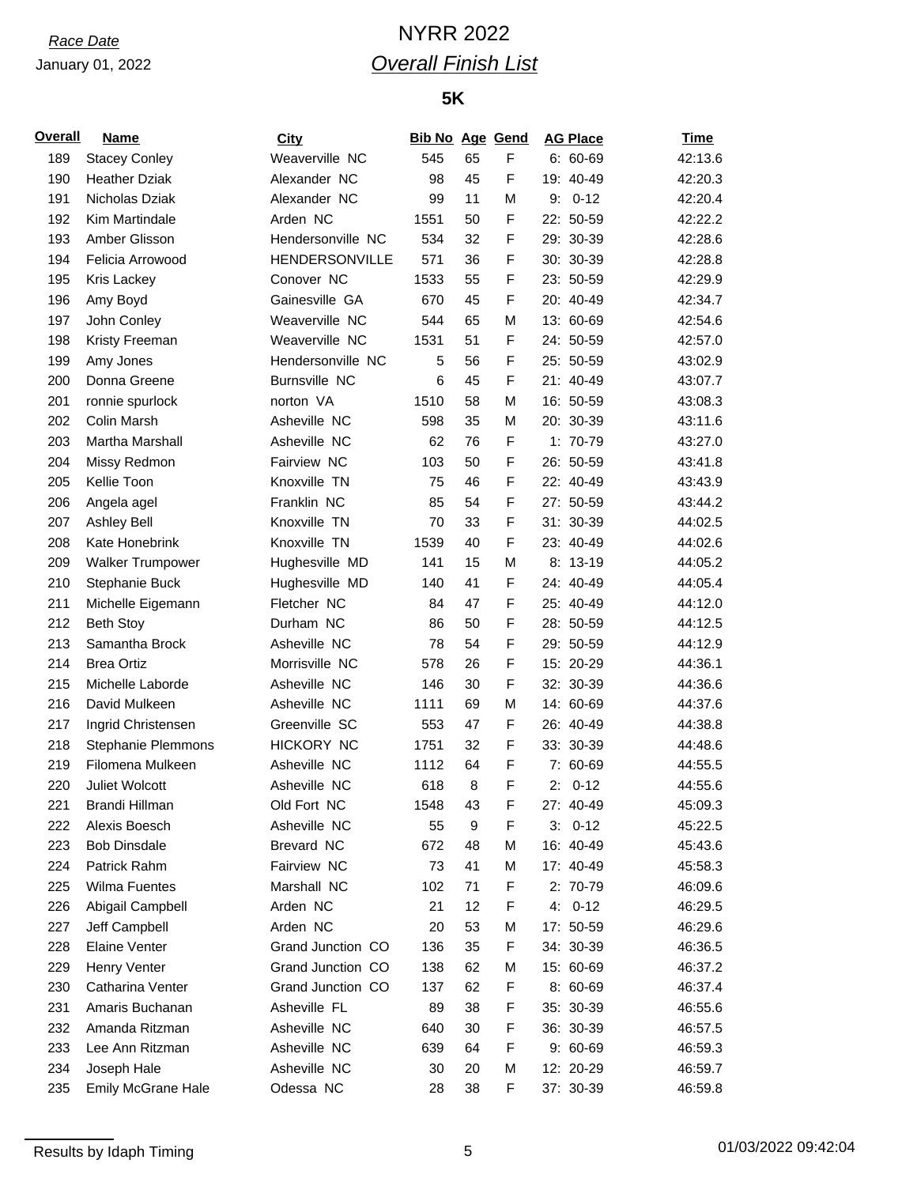*Race Date*

January 01, 2022

# NYRR 2022

## *Overall Finish List*

### 5K

| Overall | Name | City | Bib No | Age | Gend | AG Place | Time |
|---|---|---|---|---|---|---|---|
| 189 | Stacey Conley | Weaverville NC | 545 | 65 | F | 6: 60-69 | 42:13.6 |
| 190 | Heather Dziak | Alexander NC | 98 | 45 | F | 19: 40-49 | 42:20.3 |
| 191 | Nicholas Dziak | Alexander NC | 99 | 11 | M | 9: 0-12 | 42:20.4 |
| 192 | Kim Martindale | Arden NC | 1551 | 50 | F | 22: 50-59 | 42:22.2 |
| 193 | Amber Glisson | Hendersonville NC | 534 | 32 | F | 29: 30-39 | 42:28.6 |
| 194 | Felicia Arrowood | HENDERSONVILLE | 571 | 36 | F | 30: 30-39 | 42:28.8 |
| 195 | Kris Lackey | Conover NC | 1533 | 55 | F | 23: 50-59 | 42:29.9 |
| 196 | Amy Boyd | Gainesville GA | 670 | 45 | F | 20: 40-49 | 42:34.7 |
| 197 | John Conley | Weaverville NC | 544 | 65 | M | 13: 60-69 | 42:54.6 |
| 198 | Kristy Freeman | Weaverville NC | 1531 | 51 | F | 24: 50-59 | 42:57.0 |
| 199 | Amy Jones | Hendersonville NC | 5 | 56 | F | 25: 50-59 | 43:02.9 |
| 200 | Donna Greene | Burnsville NC | 6 | 45 | F | 21: 40-49 | 43:07.7 |
| 201 | ronnie spurlock | norton VA | 1510 | 58 | M | 16: 50-59 | 43:08.3 |
| 202 | Colin Marsh | Asheville NC | 598 | 35 | M | 20: 30-39 | 43:11.6 |
| 203 | Martha Marshall | Asheville NC | 62 | 76 | F | 1: 70-79 | 43:27.0 |
| 204 | Missy Redmon | Fairview NC | 103 | 50 | F | 26: 50-59 | 43:41.8 |
| 205 | Kellie Toon | Knoxville TN | 75 | 46 | F | 22: 40-49 | 43:43.9 |
| 206 | Angela agel | Franklin NC | 85 | 54 | F | 27: 50-59 | 43:44.2 |
| 207 | Ashley Bell | Knoxville TN | 70 | 33 | F | 31: 30-39 | 44:02.5 |
| 208 | Kate Honebrink | Knoxville TN | 1539 | 40 | F | 23: 40-49 | 44:02.6 |
| 209 | Walker Trumpower | Hughesville MD | 141 | 15 | M | 8: 13-19 | 44:05.2 |
| 210 | Stephanie Buck | Hughesville MD | 140 | 41 | F | 24: 40-49 | 44:05.4 |
| 211 | Michelle Eigemann | Fletcher NC | 84 | 47 | F | 25: 40-49 | 44:12.0 |
| 212 | Beth Stoy | Durham NC | 86 | 50 | F | 28: 50-59 | 44:12.5 |
| 213 | Samantha Brock | Asheville NC | 78 | 54 | F | 29: 50-59 | 44:12.9 |
| 214 | Brea Ortiz | Morrisville NC | 578 | 26 | F | 15: 20-29 | 44:36.1 |
| 215 | Michelle Laborde | Asheville NC | 146 | 30 | F | 32: 30-39 | 44:36.6 |
| 216 | David Mulkeen | Asheville NC | 1111 | 69 | M | 14: 60-69 | 44:37.6 |
| 217 | Ingrid Christensen | Greenville SC | 553 | 47 | F | 26: 40-49 | 44:38.8 |
| 218 | Stephanie Plemmons | HICKORY NC | 1751 | 32 | F | 33: 30-39 | 44:48.6 |
| 219 | Filomena Mulkeen | Asheville NC | 1112 | 64 | F | 7: 60-69 | 44:55.5 |
| 220 | Juliet Wolcott | Asheville NC | 618 | 8 | F | 2: 0-12 | 44:55.6 |
| 221 | Brandi Hillman | Old Fort NC | 1548 | 43 | F | 27: 40-49 | 45:09.3 |
| 222 | Alexis Boesch | Asheville NC | 55 | 9 | F | 3: 0-12 | 45:22.5 |
| 223 | Bob Dinsdale | Brevard NC | 672 | 48 | M | 16: 40-49 | 45:43.6 |
| 224 | Patrick Rahm | Fairview NC | 73 | 41 | M | 17: 40-49 | 45:58.3 |
| 225 | Wilma Fuentes | Marshall NC | 102 | 71 | F | 2: 70-79 | 46:09.6 |
| 226 | Abigail Campbell | Arden NC | 21 | 12 | F | 4: 0-12 | 46:29.5 |
| 227 | Jeff Campbell | Arden NC | 20 | 53 | M | 17: 50-59 | 46:29.6 |
| 228 | Elaine Venter | Grand Junction CO | 136 | 35 | F | 34: 30-39 | 46:36.5 |
| 229 | Henry Venter | Grand Junction CO | 138 | 62 | M | 15: 60-69 | 46:37.2 |
| 230 | Catharina Venter | Grand Junction CO | 137 | 62 | F | 8: 60-69 | 46:37.4 |
| 231 | Amaris Buchanan | Asheville FL | 89 | 38 | F | 35: 30-39 | 46:55.6 |
| 232 | Amanda Ritzman | Asheville NC | 640 | 30 | F | 36: 30-39 | 46:57.5 |
| 233 | Lee Ann Ritzman | Asheville NC | 639 | 64 | F | 9: 60-69 | 46:59.3 |
| 234 | Joseph Hale | Asheville NC | 30 | 20 | M | 12: 20-29 | 46:59.7 |
| 235 | Emily McGrane Hale | Odessa NC | 28 | 38 | F | 37: 30-39 | 46:59.8 |

Results by Idaph Timing

01/03/2022 09:42:04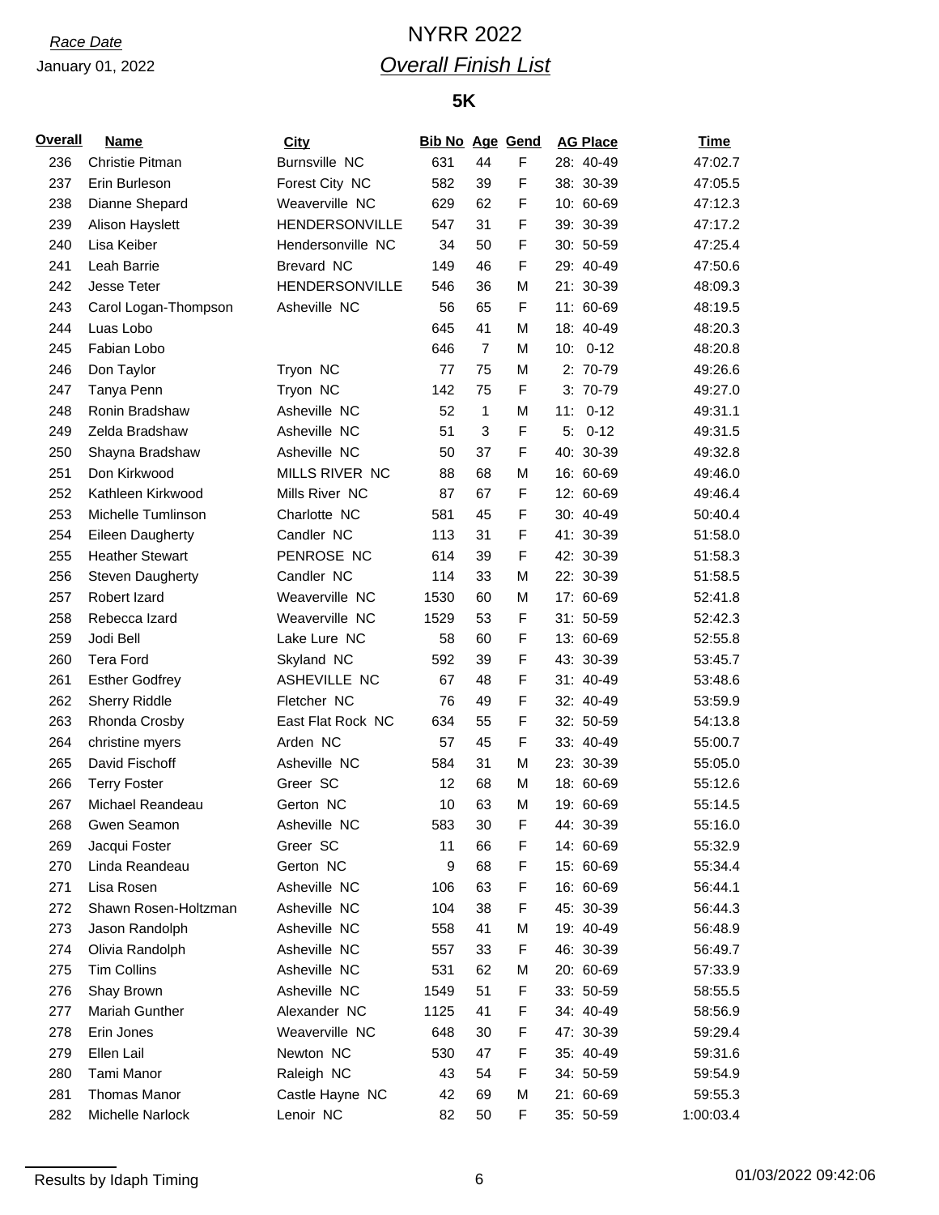*Race Date*
January 01, 2022

# NYRR 2022

## *Overall Finish List*

### 5K

| Overall | Name | City | Bib No | Age | Gend | AG Place | Time |
|---|---|---|---|---|---|---|---|
| 236 | Christie Pitman | Burnsville NC | 631 | 44 | F | 28: 40-49 | 47:02.7 |
| 237 | Erin Burleson | Forest City NC | 582 | 39 | F | 38: 30-39 | 47:05.5 |
| 238 | Dianne Shepard | Weaverville NC | 629 | 62 | F | 10: 60-69 | 47:12.3 |
| 239 | Alison Hayslett | HENDERSONVILLE | 547 | 31 | F | 39: 30-39 | 47:17.2 |
| 240 | Lisa Keiber | Hendersonville NC | 34 | 50 | F | 30: 50-59 | 47:25.4 |
| 241 | Leah Barrie | Brevard NC | 149 | 46 | F | 29: 40-49 | 47:50.6 |
| 242 | Jesse Teter | HENDERSONVILLE | 546 | 36 | M | 21: 30-39 | 48:09.3 |
| 243 | Carol Logan-Thompson | Asheville NC | 56 | 65 | F | 11: 60-69 | 48:19.5 |
| 244 | Luas Lobo | | 645 | 41 | M | 18: 40-49 | 48:20.3 |
| 245 | Fabian Lobo | | 646 | 7 | M | 10: 0-12 | 48:20.8 |
| 246 | Don Taylor | Tryon NC | 77 | 75 | M | 2: 70-79 | 49:26.6 |
| 247 | Tanya Penn | Tryon NC | 142 | 75 | F | 3: 70-79 | 49:27.0 |
| 248 | Ronin Bradshaw | Asheville NC | 52 | 1 | M | 11: 0-12 | 49:31.1 |
| 249 | Zelda Bradshaw | Asheville NC | 51 | 3 | F | 5: 0-12 | 49:31.5 |
| 250 | Shayna Bradshaw | Asheville NC | 50 | 37 | F | 40: 30-39 | 49:32.8 |
| 251 | Don Kirkwood | MILLS RIVER NC | 88 | 68 | M | 16: 60-69 | 49:46.0 |
| 252 | Kathleen Kirkwood | Mills River NC | 87 | 67 | F | 12: 60-69 | 49:46.4 |
| 253 | Michelle Tumlinson | Charlotte NC | 581 | 45 | F | 30: 40-49 | 50:40.4 |
| 254 | Eileen Daugherty | Candler NC | 113 | 31 | F | 41: 30-39 | 51:58.0 |
| 255 | Heather Stewart | PENROSE NC | 614 | 39 | F | 42: 30-39 | 51:58.3 |
| 256 | Steven Daugherty | Candler NC | 114 | 33 | M | 22: 30-39 | 51:58.5 |
| 257 | Robert Izard | Weaverville NC | 1530 | 60 | M | 17: 60-69 | 52:41.8 |
| 258 | Rebecca Izard | Weaverville NC | 1529 | 53 | F | 31: 50-59 | 52:42.3 |
| 259 | Jodi Bell | Lake Lure NC | 58 | 60 | F | 13: 60-69 | 52:55.8 |
| 260 | Tera Ford | Skyland NC | 592 | 39 | F | 43: 30-39 | 53:45.7 |
| 261 | Esther Godfrey | ASHEVILLE NC | 67 | 48 | F | 31: 40-49 | 53:48.6 |
| 262 | Sherry Riddle | Fletcher NC | 76 | 49 | F | 32: 40-49 | 53:59.9 |
| 263 | Rhonda Crosby | East Flat Rock NC | 634 | 55 | F | 32: 50-59 | 54:13.8 |
| 264 | christine myers | Arden NC | 57 | 45 | F | 33: 40-49 | 55:00.7 |
| 265 | David Fischoff | Asheville NC | 584 | 31 | M | 23: 30-39 | 55:05.0 |
| 266 | Terry Foster | Greer SC | 12 | 68 | M | 18: 60-69 | 55:12.6 |
| 267 | Michael Reandeau | Gerton NC | 10 | 63 | M | 19: 60-69 | 55:14.5 |
| 268 | Gwen Seamon | Asheville NC | 583 | 30 | F | 44: 30-39 | 55:16.0 |
| 269 | Jacqui Foster | Greer SC | 11 | 66 | F | 14: 60-69 | 55:32.9 |
| 270 | Linda Reandeau | Gerton NC | 9 | 68 | F | 15: 60-69 | 55:34.4 |
| 271 | Lisa Rosen | Asheville NC | 106 | 63 | F | 16: 60-69 | 56:44.1 |
| 272 | Shawn Rosen-Holtzman | Asheville NC | 104 | 38 | F | 45: 30-39 | 56:44.3 |
| 273 | Jason Randolph | Asheville NC | 558 | 41 | M | 19: 40-49 | 56:48.9 |
| 274 | Olivia Randolph | Asheville NC | 557 | 33 | F | 46: 30-39 | 56:49.7 |
| 275 | Tim Collins | Asheville NC | 531 | 62 | M | 20: 60-69 | 57:33.9 |
| 276 | Shay Brown | Asheville NC | 1549 | 51 | F | 33: 50-59 | 58:55.5 |
| 277 | Mariah Gunther | Alexander NC | 1125 | 41 | F | 34: 40-49 | 58:56.9 |
| 278 | Erin Jones | Weaverville NC | 648 | 30 | F | 47: 30-39 | 59:29.4 |
| 279 | Ellen Lail | Newton NC | 530 | 47 | F | 35: 40-49 | 59:31.6 |
| 280 | Tami Manor | Raleigh NC | 43 | 54 | F | 34: 50-59 | 59:54.9 |
| 281 | Thomas Manor | Castle Hayne NC | 42 | 69 | M | 21: 60-69 | 59:55.3 |
| 282 | Michelle Narlock | Lenoir NC | 82 | 50 | F | 35: 50-59 | 1:00:03.4 |

Results by Idaph Timing

01/03/2022 09:42:06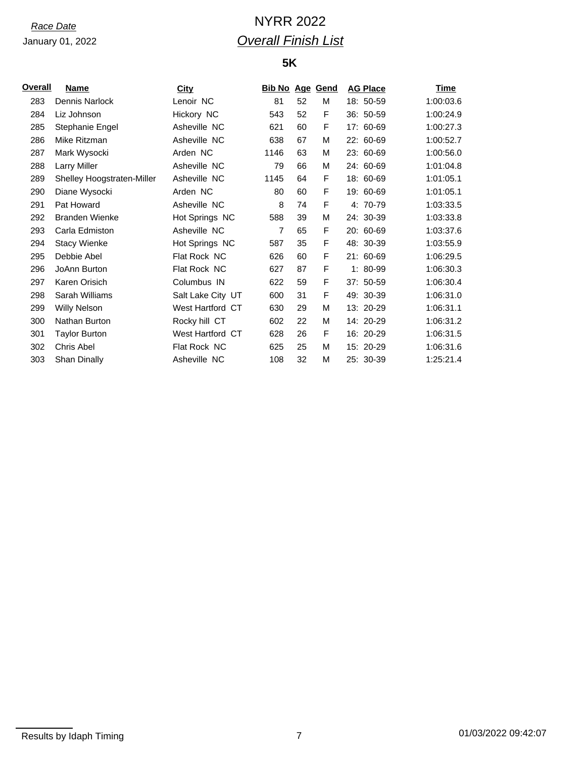*Race Date*

January 01, 2022

# NYRR 2022

## *Overall Finish List*

### 5K

| Overall | Name | City | Bib No | Age | Gend | AG Place | Time |
|---|---|---|---|---|---|---|---|
| 283 | Dennis Narlock | Lenoir NC | 81 | 52 | M | 18: 50-59 | 1:00:03.6 |
| 284 | Liz Johnson | Hickory NC | 543 | 52 | F | 36: 50-59 | 1:00:24.9 |
| 285 | Stephanie Engel | Asheville NC | 621 | 60 | F | 17: 60-69 | 1:00:27.3 |
| 286 | Mike Ritzman | Asheville NC | 638 | 67 | M | 22: 60-69 | 1:00:52.7 |
| 287 | Mark Wysocki | Arden NC | 1146 | 63 | M | 23: 60-69 | 1:00:56.0 |
| 288 | Larry Miller | Asheville NC | 79 | 66 | M | 24: 60-69 | 1:01:04.8 |
| 289 | Shelley Hoogstraten-Miller | Asheville NC | 1145 | 64 | F | 18: 60-69 | 1:01:05.1 |
| 290 | Diane Wysocki | Arden NC | 80 | 60 | F | 19: 60-69 | 1:01:05.1 |
| 291 | Pat Howard | Asheville NC | 8 | 74 | F | 4: 70-79 | 1:03:33.5 |
| 292 | Branden Wienke | Hot Springs NC | 588 | 39 | M | 24: 30-39 | 1:03:33.8 |
| 293 | Carla Edmiston | Asheville NC | 7 | 65 | F | 20: 60-69 | 1:03:37.6 |
| 294 | Stacy Wienke | Hot Springs NC | 587 | 35 | F | 48: 30-39 | 1:03:55.9 |
| 295 | Debbie Abel | Flat Rock NC | 626 | 60 | F | 21: 60-69 | 1:06:29.5 |
| 296 | JoAnn Burton | Flat Rock NC | 627 | 87 | F | 1: 80-99 | 1:06:30.3 |
| 297 | Karen Orisich | Columbus IN | 622 | 59 | F | 37: 50-59 | 1:06:30.4 |
| 298 | Sarah Williams | Salt Lake City UT | 600 | 31 | F | 49: 30-39 | 1:06:31.0 |
| 299 | Willy Nelson | West Hartford CT | 630 | 29 | M | 13: 20-29 | 1:06:31.1 |
| 300 | Nathan Burton | Rocky hill CT | 602 | 22 | M | 14: 20-29 | 1:06:31.2 |
| 301 | Taylor Burton | West Hartford CT | 628 | 26 | F | 16: 20-29 | 1:06:31.5 |
| 302 | Chris Abel | Flat Rock NC | 625 | 25 | M | 15: 20-29 | 1:06:31.6 |
| 303 | Shan Dinally | Asheville NC | 108 | 32 | M | 25: 30-39 | 1:25:21.4 |

Results by Idaph Timing

01/03/2022 09:42:07